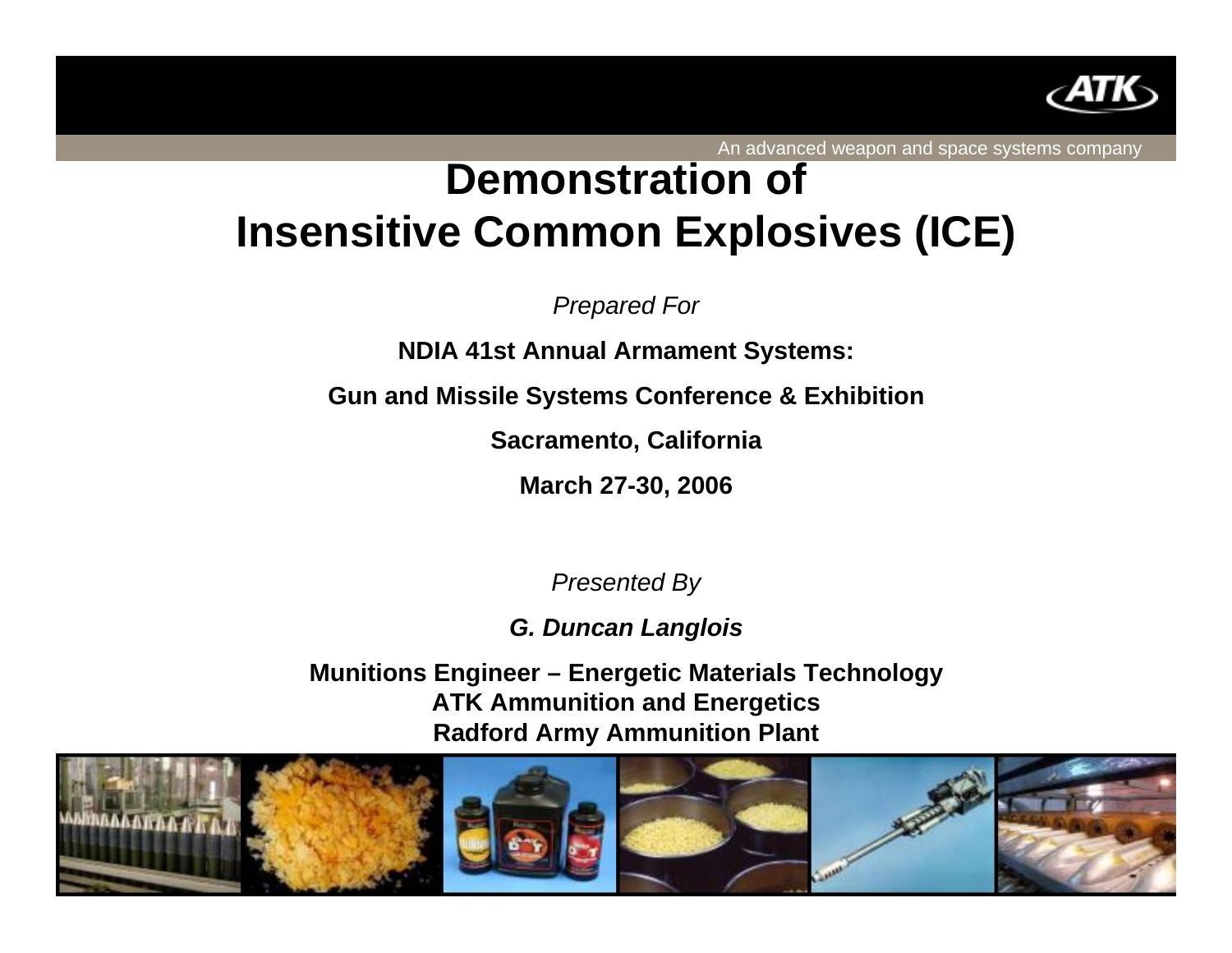ATK

An advanced weapon and space systems company

# Demonstration of Insensitive Common Explosives (ICE)

*Prepared For*

**NDIA 41st Annual Armament Systems:**

**Gun and Missile Systems Conference & Exhibition**

**Sacramento, California**

**March 27-30, 2006**

*Presented By*

***G. Duncan Langlois***

**Munitions Engineer – Energetic Materials Technology**
**ATK Ammunition and Energetics**
**Radford Army Ammunition Plant**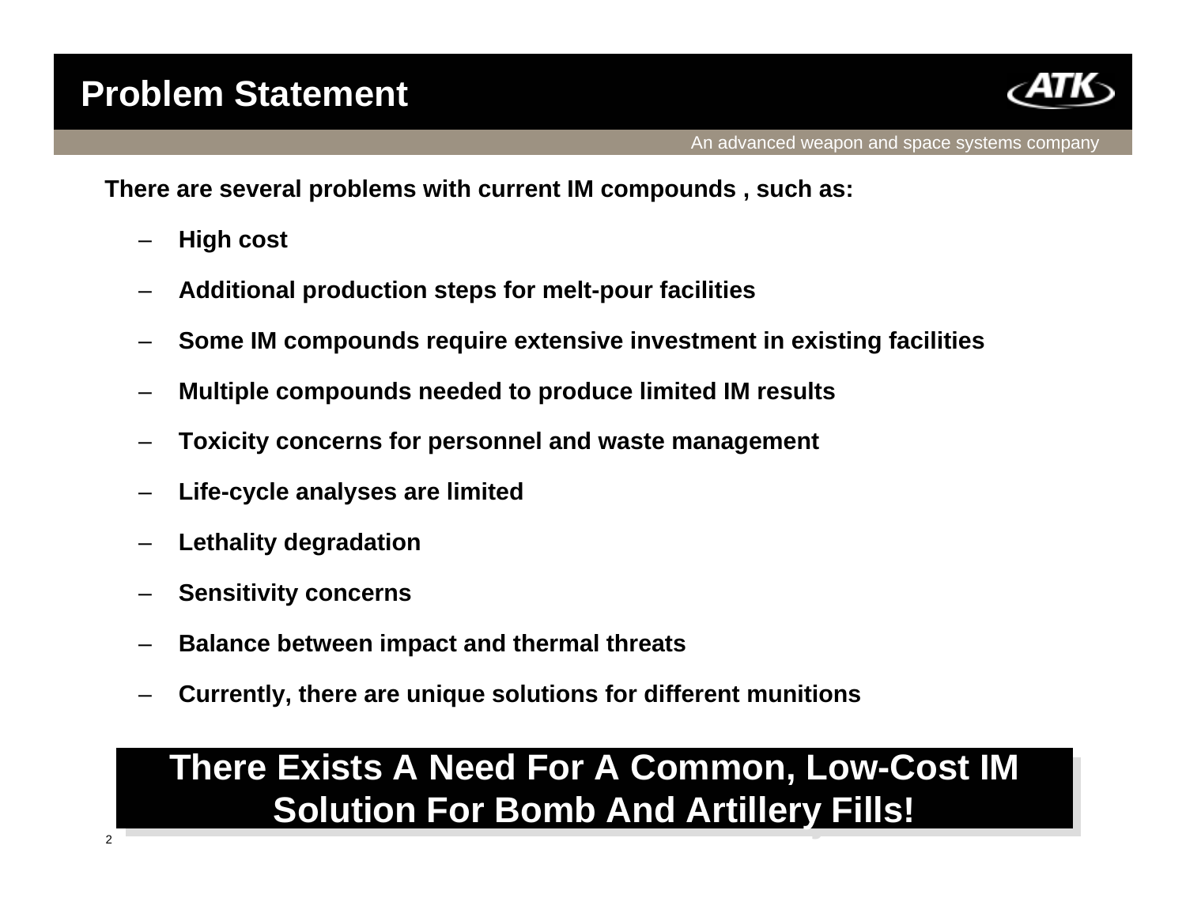# Problem Statement

**There are several problems with current IM compounds , such as:**

- **High cost**
- **Additional production steps for melt-pour facilities**
- **Some IM compounds require extensive investment in existing facilities**
- **Multiple compounds needed to produce limited IM results**
- **Toxicity concerns for personnel and waste management**
- **Life-cycle analyses are limited**
- **Lethality degradation**
- **Sensitivity concerns**
- **Balance between impact and thermal threats**
- **Currently, there are unique solutions for different munitions**

**There Exists A Need For A Common, Low-Cost IM Solution For Bomb And Artillery Fills!**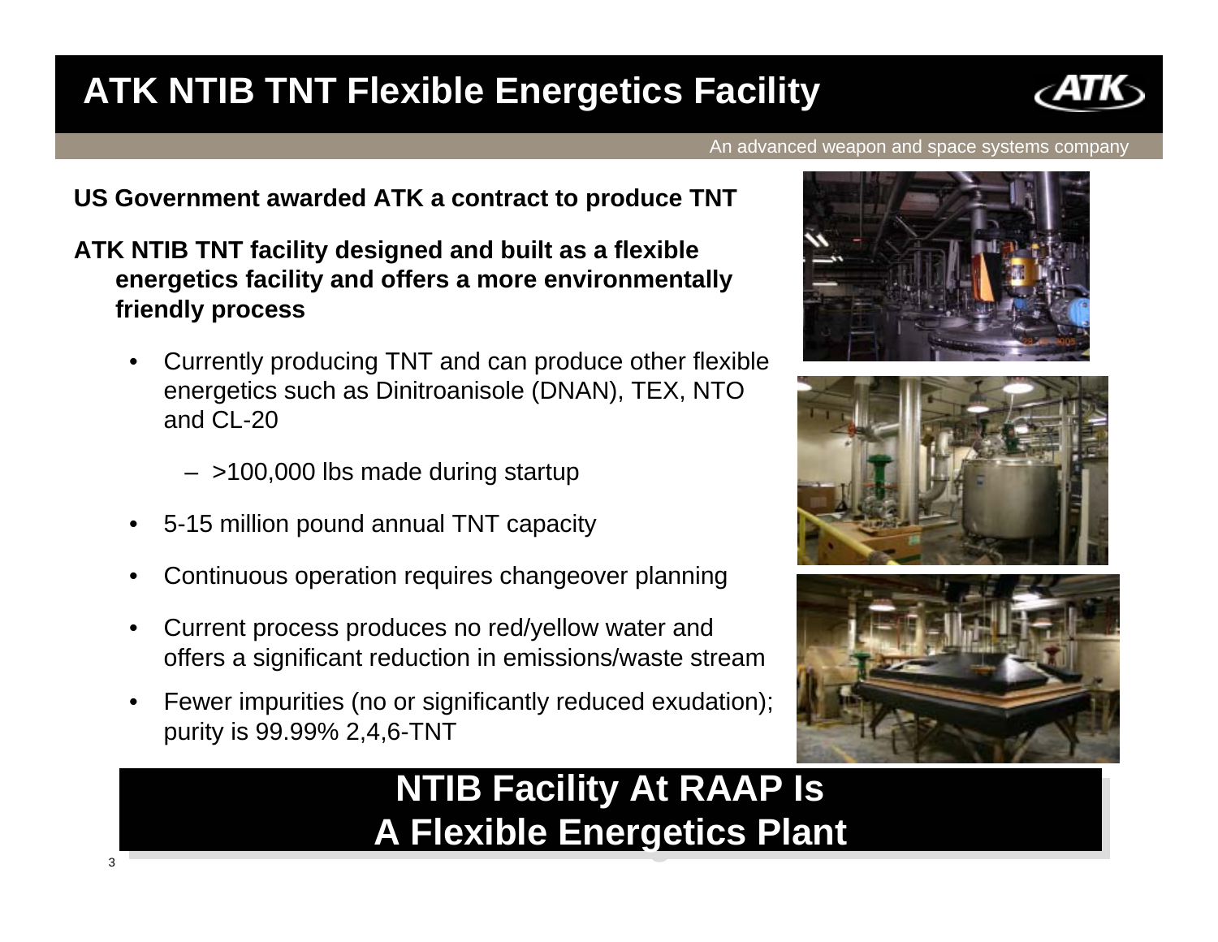# ATK NTIB TNT Flexible Energetics Facility

An advanced weapon and space systems company

**US Government awarded ATK a contract to produce TNT**

**ATK NTIB TNT facility designed and built as a flexible energetics facility and offers a more environmentally friendly process**

- Currently producing TNT and can produce other flexible energetics such as Dinitroanisole (DNAN), TEX, NTO and CL-20
  - >100,000 lbs made during startup
- 5-15 million pound annual TNT capacity
- Continuous operation requires changeover planning
- Current process produces no red/yellow water and offers a significant reduction in emissions/waste stream
- Fewer impurities (no or significantly reduced exudation); purity is 99.99% 2,4,6-TNT

**NTIB Facility At RAAP Is A Flexible Energetics Plant**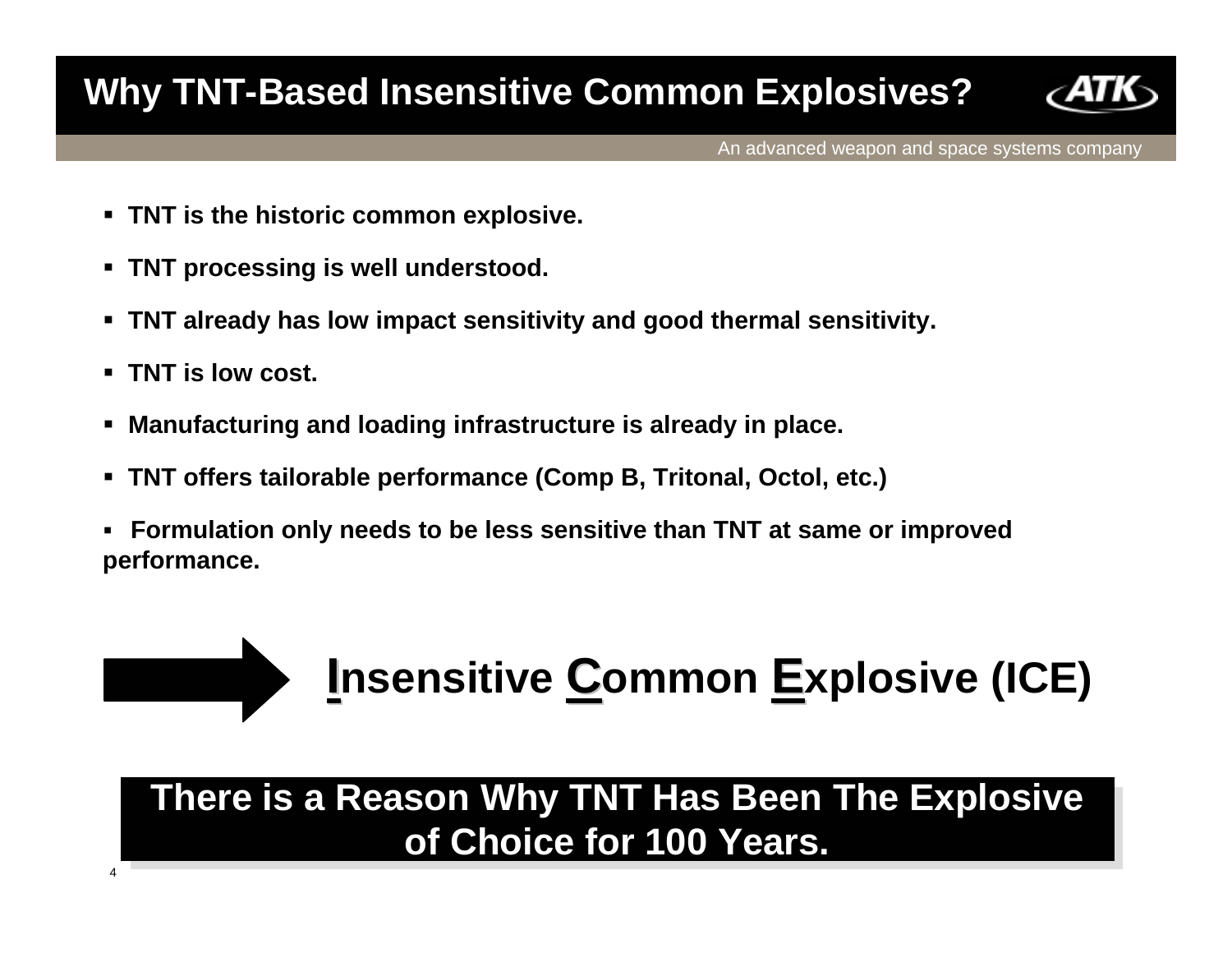# Why TNT-Based Insensitive Common Explosives?

- **TNT is the historic common explosive.**
- **TNT processing is well understood.**
- **TNT already has low impact sensitivity and good thermal sensitivity.**
- **TNT is low cost.**
- **Manufacturing and loading infrastructure is already in place.**
- **TNT offers tailorable performance (Comp B, Tritonal, Octol, etc.)**
- **Formulation only needs to be less sensitive than TNT at same or improved performance.**

## → **I**nsensitive **C**ommon **E**xplosive (ICE)

**There is a Reason Why TNT Has Been The Explosive of Choice for 100 Years.**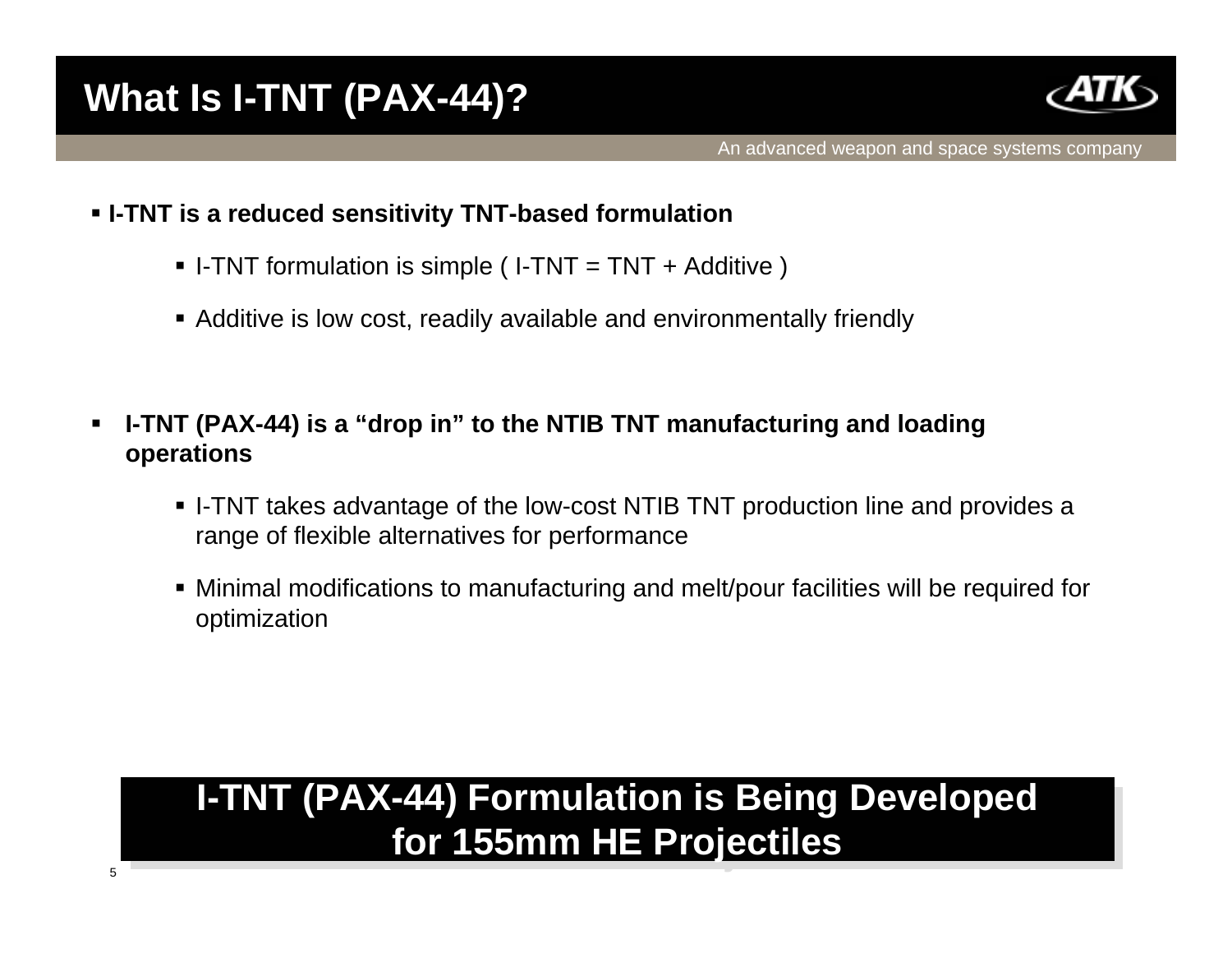# What Is I-TNT (PAX-44)?

An advanced weapon and space systems company

- **I-TNT is a reduced sensitivity TNT-based formulation**
  - I-TNT formulation is simple ( I-TNT = TNT + Additive )
  - Additive is low cost, readily available and environmentally friendly

- **I-TNT (PAX-44) is a "drop in" to the NTIB TNT manufacturing and loading operations**
  - I-TNT takes advantage of the low-cost NTIB TNT production line and provides a range of flexible alternatives for performance
  - Minimal modifications to manufacturing and melt/pour facilities will be required for optimization

**I-TNT (PAX-44) Formulation is Being Developed for 155mm HE Projectiles**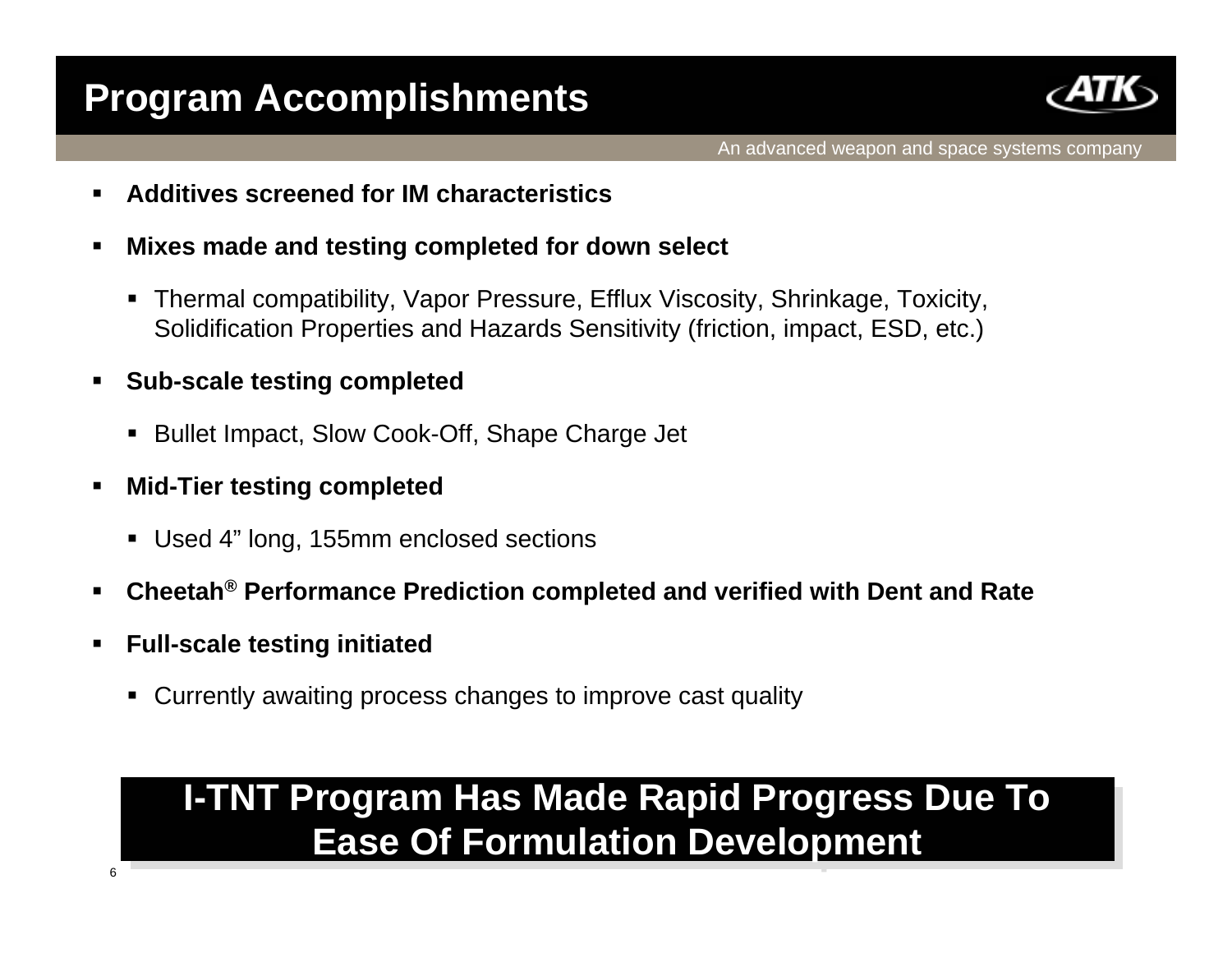# Program Accomplishments

- **Additives screened for IM characteristics**
- **Mixes made and testing completed for down select**
  - Thermal compatibility, Vapor Pressure, Efflux Viscosity, Shrinkage, Toxicity, Solidification Properties and Hazards Sensitivity (friction, impact, ESD, etc.)
- **Sub-scale testing completed**
  - Bullet Impact, Slow Cook-Off, Shape Charge Jet
- **Mid-Tier testing completed**
  - Used 4" long, 155mm enclosed sections
- **Cheetah® Performance Prediction completed and verified with Dent and Rate**
- **Full-scale testing initiated**
  - Currently awaiting process changes to improve cast quality

**I-TNT Program Has Made Rapid Progress Due To Ease Of Formulation Development**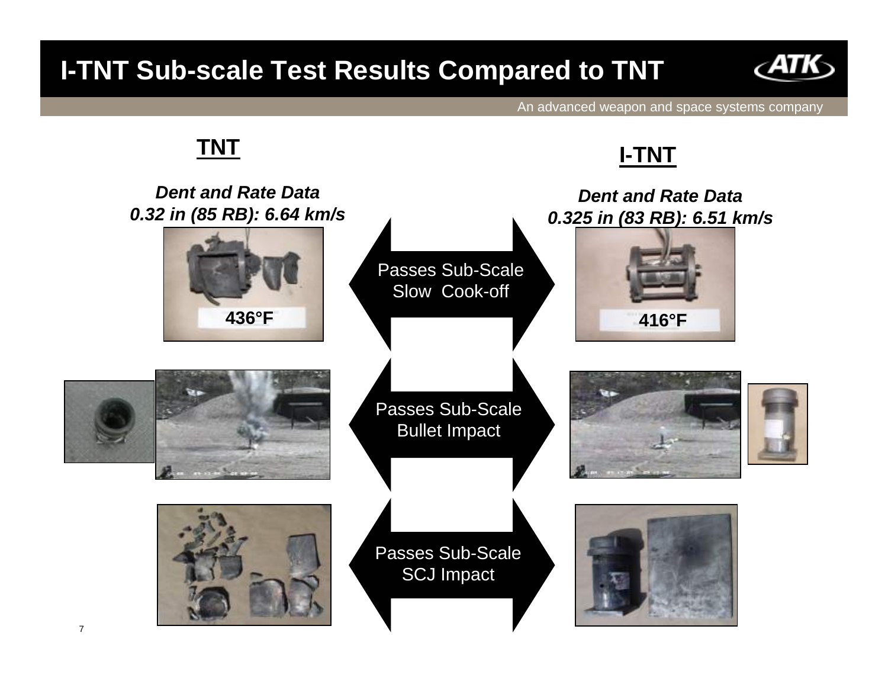# I-TNT Sub-scale Test Results Compared to TNT

An advanced weapon and space systems company

## TNT

***Dent and Rate Data***
***0.32 in (85 RB): 6.64 km/s***

436°F

## I-TNT

***Dent and Rate Data***
***0.325 in (83 RB): 6.51 km/s***

416°F

Passes Sub-Scale Slow Cook-off

Passes Sub-Scale Bullet Impact

Passes Sub-Scale SCJ Impact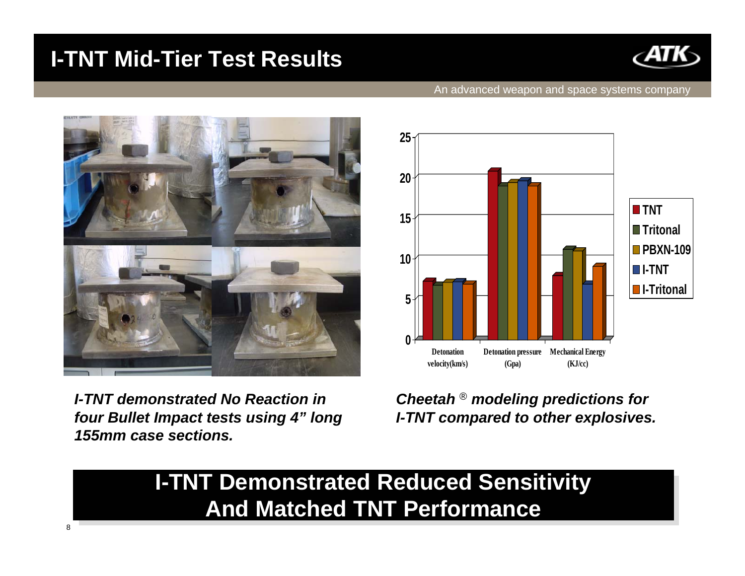# I-TNT Mid-Tier Test Results

An advanced weapon and space systems company

*I-TNT demonstrated No Reaction in four Bullet Impact tests using 4" long 155mm case sections.*

*Cheetah ® modeling predictions for I-TNT compared to other explosives.*

## I-TNT Demonstrated Reduced Sensitivity And Matched TNT Performance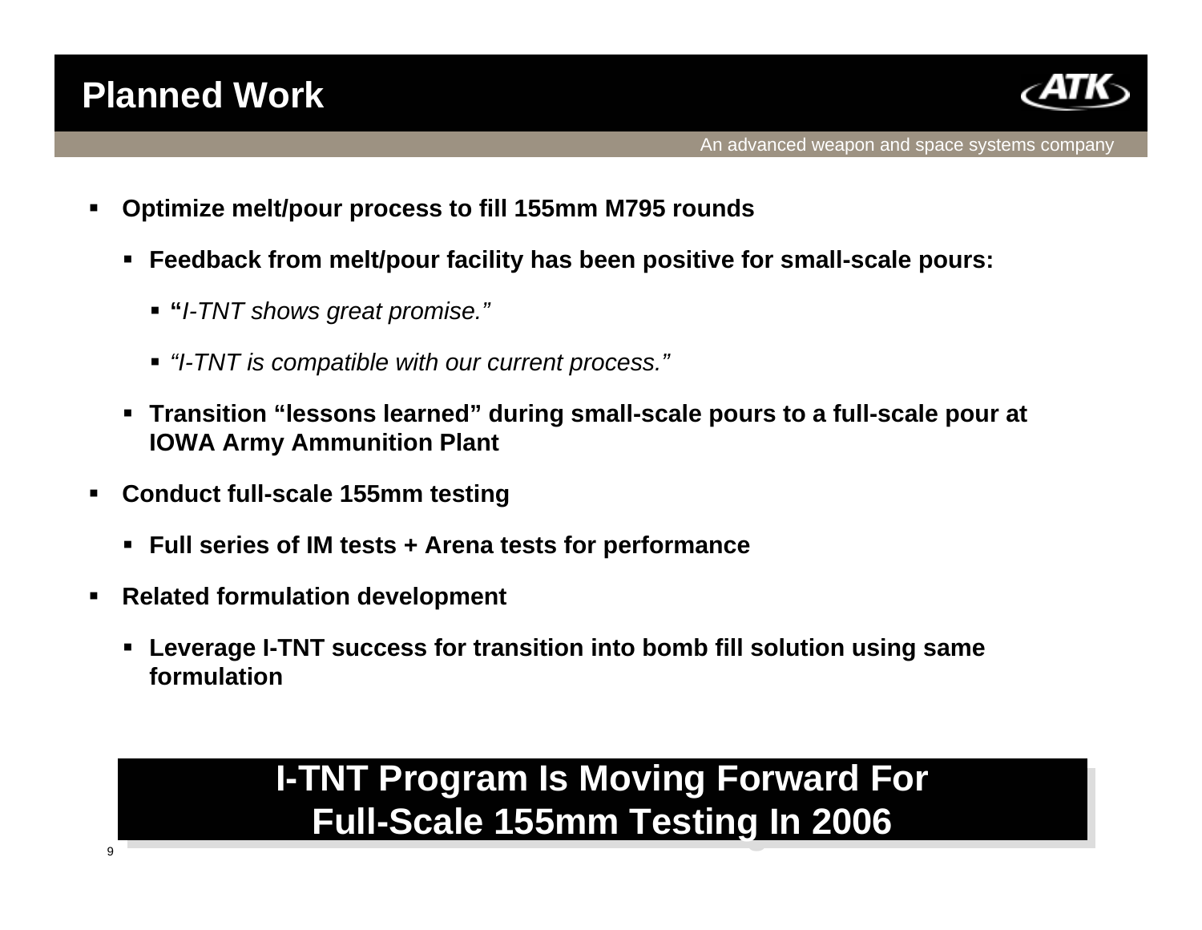# Planned Work

An advanced weapon and space systems company

- **Optimize melt/pour process to fill 155mm M795 rounds**
  - **Feedback from melt/pour facility has been positive for small-scale pours:**
    - **"***I-TNT shows great promise."*
    - *"I-TNT is compatible with our current process."*
  - **Transition "lessons learned" during small-scale pours to a full-scale pour at IOWA Army Ammunition Plant**
- **Conduct full-scale 155mm testing**
  - **Full series of IM tests + Arena tests for performance**
- **Related formulation development**
  - **Leverage I-TNT success for transition into bomb fill solution using same formulation**

**I-TNT Program Is Moving Forward For Full-Scale 155mm Testing In 2006**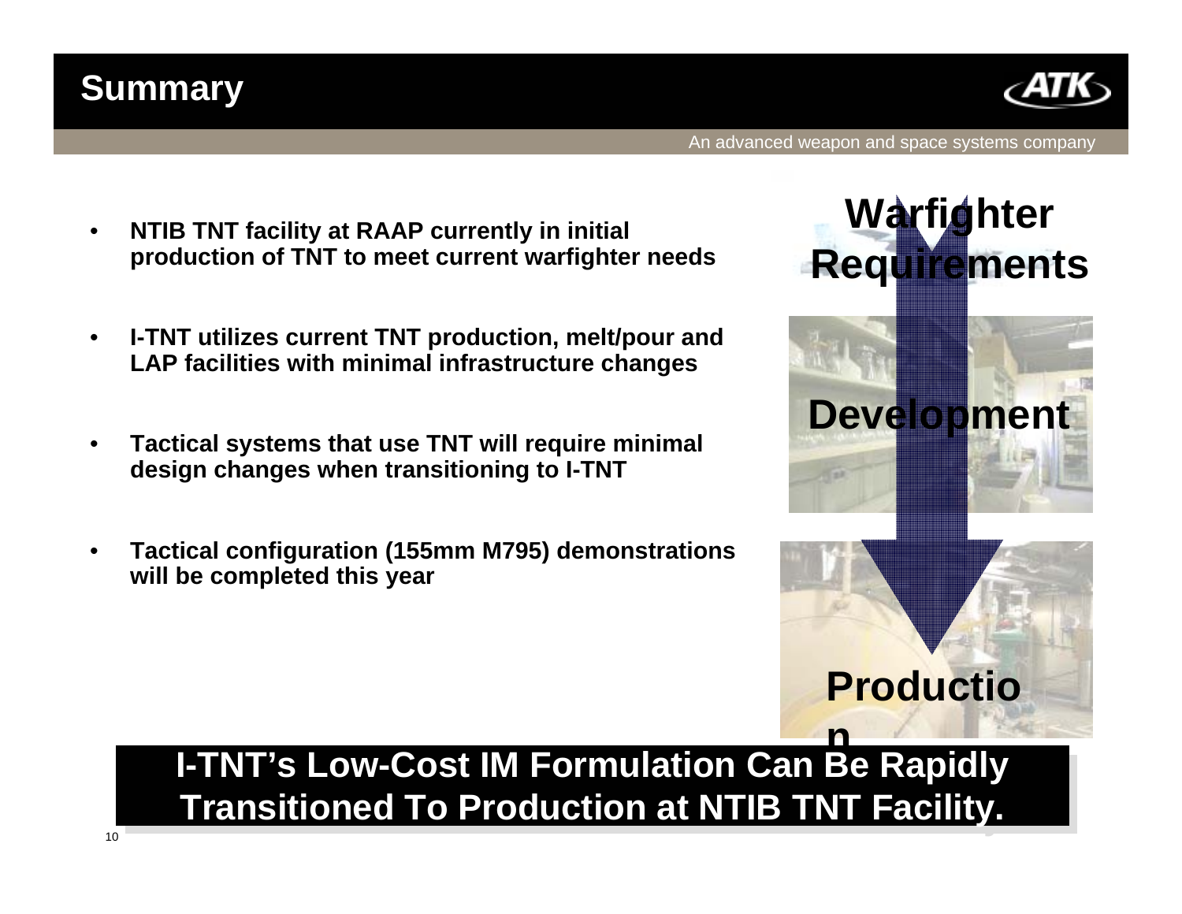# Summary

- **NTIB TNT facility at RAAP currently in initial production of TNT to meet current warfighter needs**
- **I-TNT utilizes current TNT production, melt/pour and LAP facilities with minimal infrastructure changes**
- **Tactical systems that use TNT will require minimal design changes when transitioning to I-TNT**
- **Tactical configuration (155mm M795) demonstrations will be completed this year**

**Warfighter Requirements**

**Development**

**Production**

**I-TNT's Low-Cost IM Formulation Can Be Rapidly Transitioned To Production at NTIB TNT Facility.**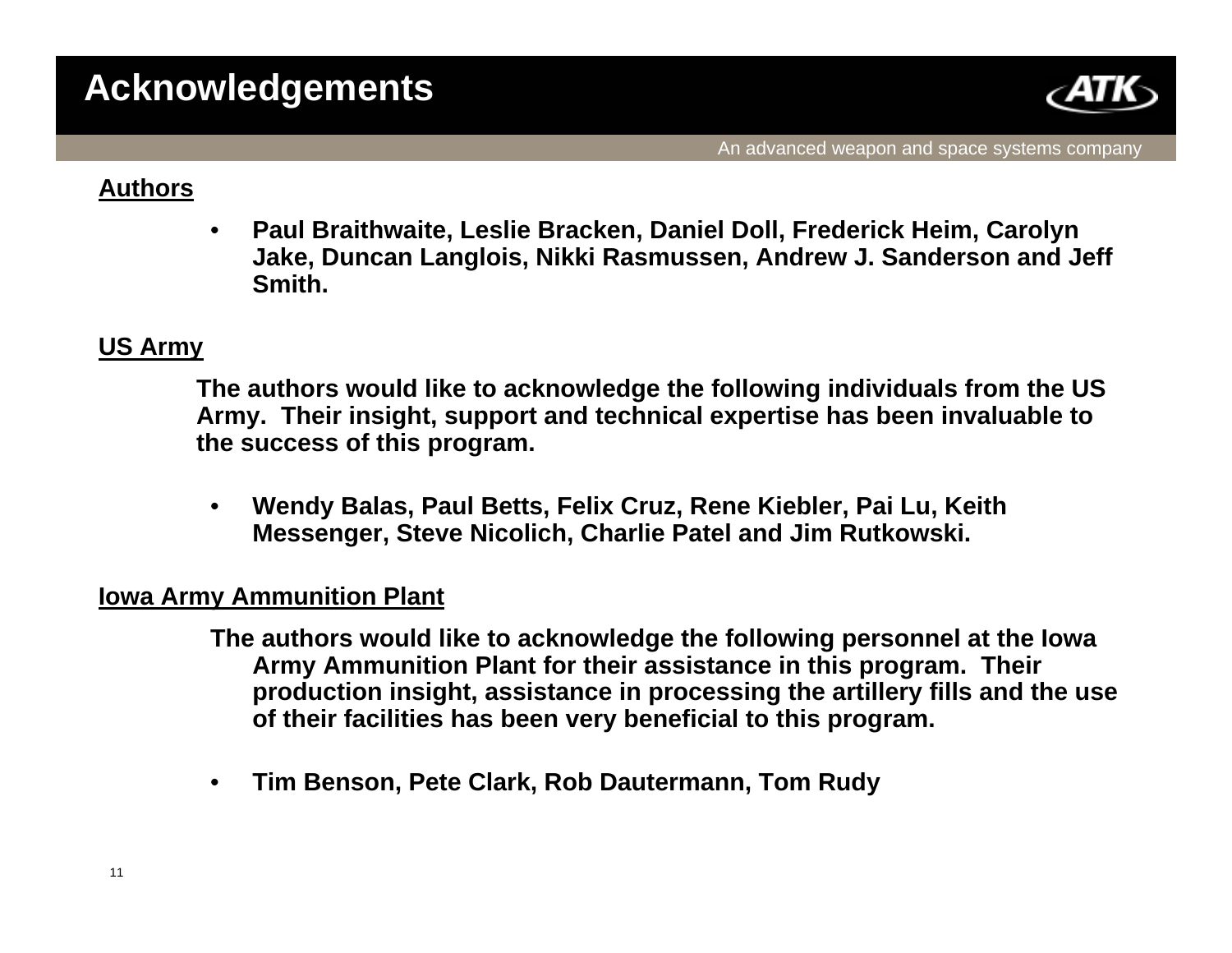# Acknowledgements

An advanced weapon and space systems company

**Authors**

- **Paul Braithwaite, Leslie Bracken, Daniel Doll, Frederick Heim, Carolyn Jake, Duncan Langlois, Nikki Rasmussen, Andrew J. Sanderson and Jeff Smith.**

**US Army**

**The authors would like to acknowledge the following individuals from the US Army. Their insight, support and technical expertise has been invaluable to the success of this program.**

- **Wendy Balas, Paul Betts, Felix Cruz, Rene Kiebler, Pai Lu, Keith Messenger, Steve Nicolich, Charlie Patel and Jim Rutkowski.**

**Iowa Army Ammunition Plant**

**The authors would like to acknowledge the following personnel at the Iowa Army Ammunition Plant for their assistance in this program. Their production insight, assistance in processing the artillery fills and the use of their facilities has been very beneficial to this program.**

- **Tim Benson, Pete Clark, Rob Dautermann, Tom Rudy**